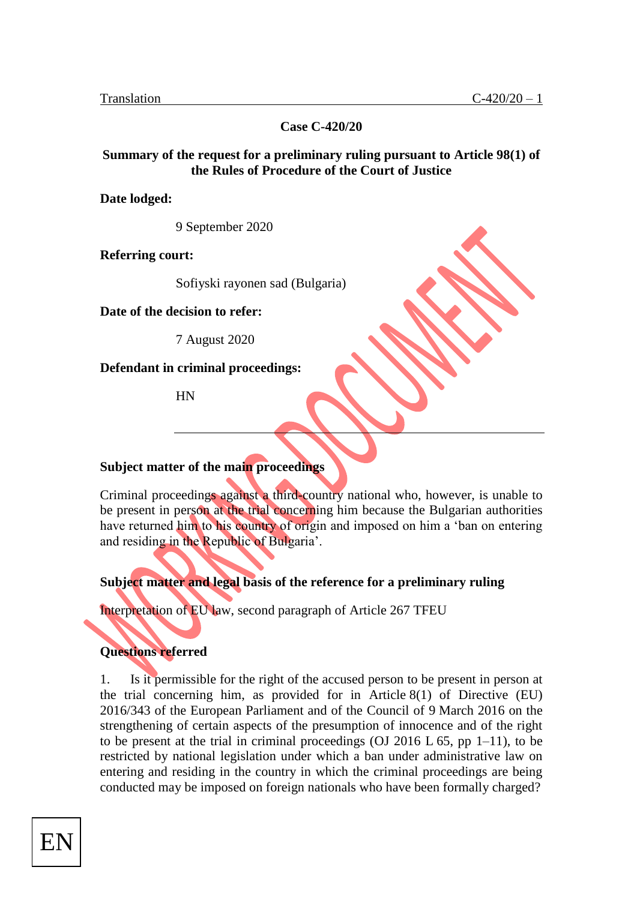Translation C-420/20 – 1

**Case C-420/20**

**Summary of the request for a preliminary ruling pursuant to Article 98(1) of the Rules of Procedure of the Court of Justice**

**Date lodged:**

9 September 2020

**Referring court:**

Sofiyski rayonen sad (Bulgaria)

**Date of the decision to refer:**

7 August 2020

**Defendant in criminal proceedings:**

HN

---

**Subject matter of the main proceedings**

Criminal proceedings against a third-country national who, however, is unable to be present in person at the trial concerning him because the Bulgarian authorities have returned him to his country of origin and imposed on him a 'ban on entering and residing in the Republic of Bulgaria'.

**Subject matter and legal basis of the reference for a preliminary ruling**

Interpretation of EU law, second paragraph of Article 267 TFEU

**Questions referred**

1. Is it permissible for the right of the accused person to be present in person at the trial concerning him, as provided for in Article 8(1) of Directive (EU) 2016/343 of the European Parliament and of the Council of 9 March 2016 on the strengthening of certain aspects of the presumption of innocence and of the right to be present at the trial in criminal proceedings (OJ 2016 L 65, pp 1–11), to be restricted by national legislation under which a ban under administrative law on entering and residing in the country in which the criminal proceedings are being conducted may be imposed on foreign nationals who have been formally charged?

EN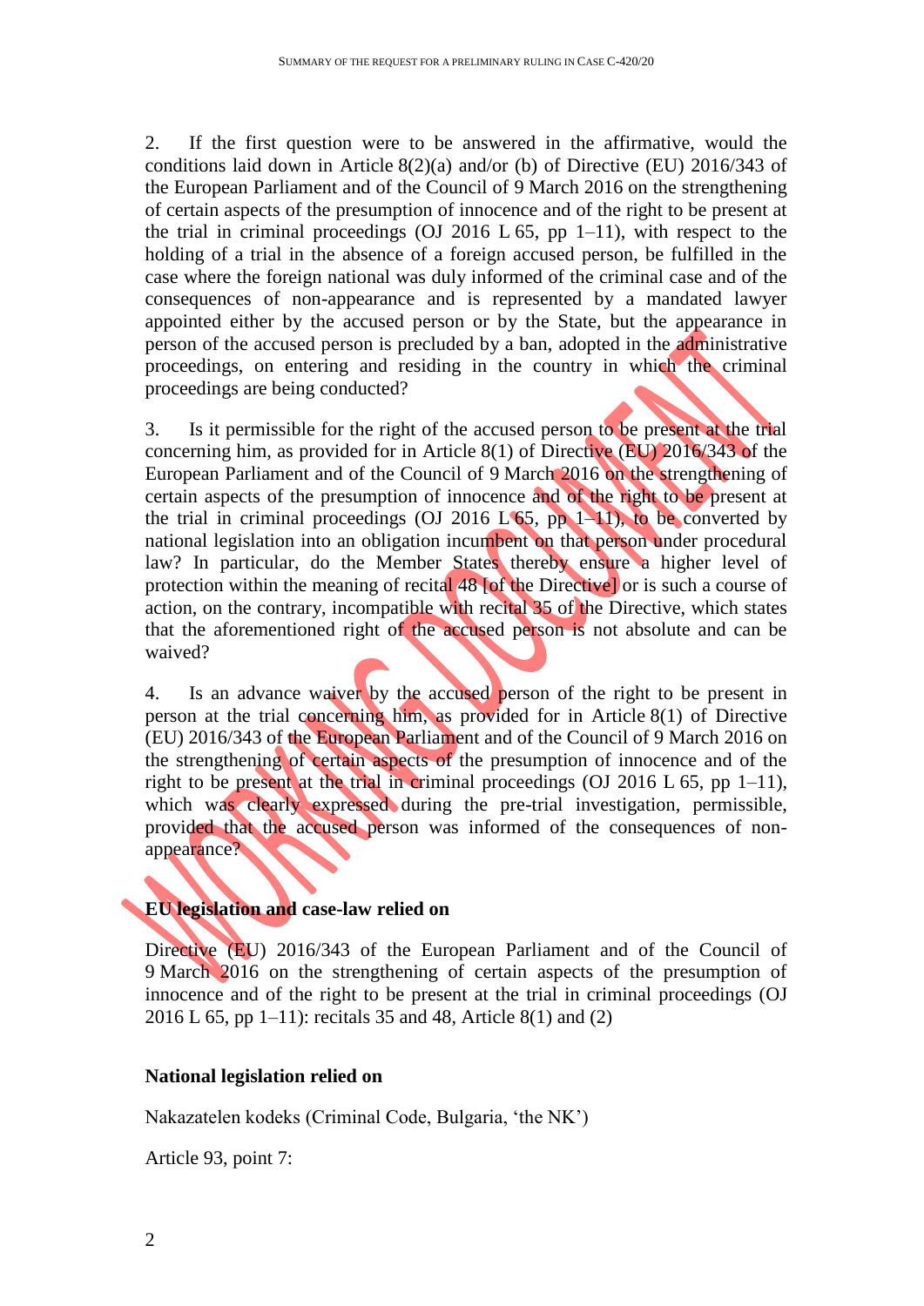2. If the first question were to be answered in the affirmative, would the conditions laid down in Article 8(2)(a) and/or (b) of Directive (EU) 2016/343 of the European Parliament and of the Council of 9 March 2016 on the strengthening of certain aspects of the presumption of innocence and of the right to be present at the trial in criminal proceedings (OJ 2016 L 65, pp 1–11), with respect to the holding of a trial in the absence of a foreign accused person, be fulfilled in the case where the foreign national was duly informed of the criminal case and of the consequences of non-appearance and is represented by a mandated lawyer appointed either by the accused person or by the State, but the appearance in person of the accused person is precluded by a ban, adopted in the administrative proceedings, on entering and residing in the country in which the criminal proceedings are being conducted?

3. Is it permissible for the right of the accused person to be present at the trial concerning him, as provided for in Article 8(1) of Directive (EU) 2016/343 of the European Parliament and of the Council of 9 March 2016 on the strengthening of certain aspects of the presumption of innocence and of the right to be present at the trial in criminal proceedings (OJ 2016 L 65, pp 1–11), to be converted by national legislation into an obligation incumbent on that person under procedural law? In particular, do the Member States thereby ensure a higher level of protection within the meaning of recital 48 [of the Directive] or is such a course of action, on the contrary, incompatible with recital 35 of the Directive, which states that the aforementioned right of the accused person is not absolute and can be waived?

4. Is an advance waiver by the accused person of the right to be present in person at the trial concerning him, as provided for in Article 8(1) of Directive (EU) 2016/343 of the European Parliament and of the Council of 9 March 2016 on the strengthening of certain aspects of the presumption of innocence and of the right to be present at the trial in criminal proceedings (OJ 2016 L 65, pp 1–11), which was clearly expressed during the pre-trial investigation, permissible, provided that the accused person was informed of the consequences of non-appearance?

**EU legislation and case-law relied on**

Directive (EU) 2016/343 of the European Parliament and of the Council of 9 March 2016 on the strengthening of certain aspects of the presumption of innocence and of the right to be present at the trial in criminal proceedings (OJ 2016 L 65, pp 1–11): recitals 35 and 48, Article 8(1) and (2)

**National legislation relied on**

Nakazatelen kodeks (Criminal Code, Bulgaria, 'the NK')

Article 93, point 7: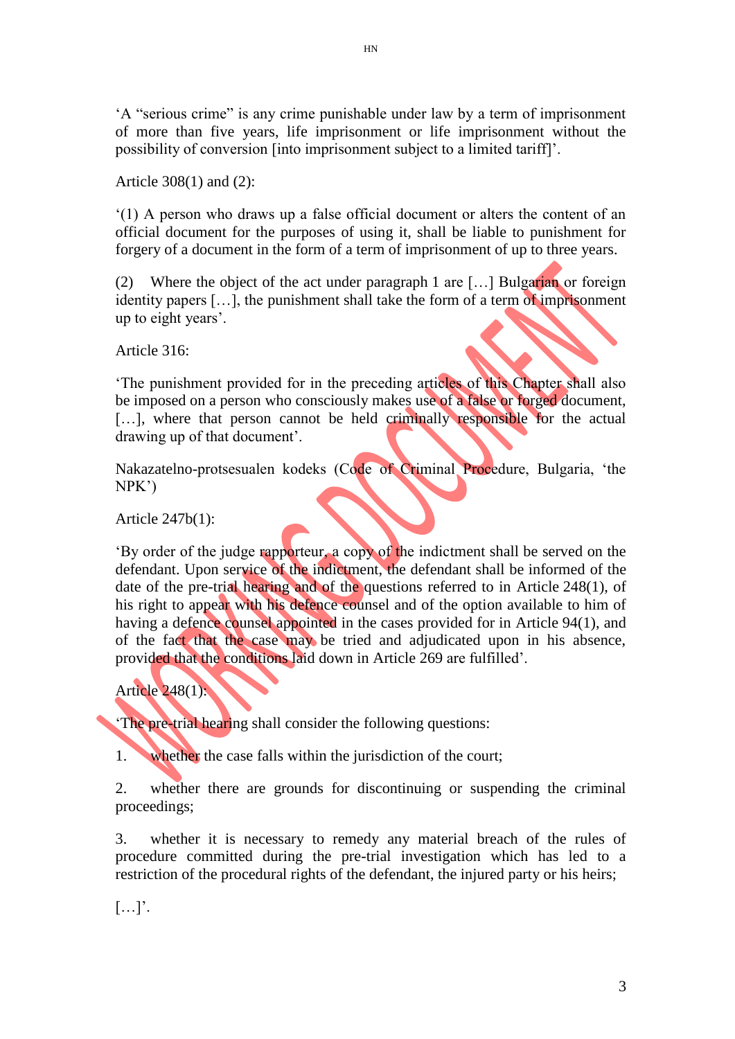'A "serious crime" is any crime punishable under law by a term of imprisonment of more than five years, life imprisonment or life imprisonment without the possibility of conversion [into imprisonment subject to a limited tariff]'.

Article 308(1) and (2):

'(1) A person who draws up a false official document or alters the content of an official document for the purposes of using it, shall be liable to punishment for forgery of a document in the form of a term of imprisonment of up to three years.

(2) Where the object of the act under paragraph 1 are […] Bulgarian or foreign identity papers […], the punishment shall take the form of a term of imprisonment up to eight years'.

Article 316:

'The punishment provided for in the preceding articles of this Chapter shall also be imposed on a person who consciously makes use of a false or forged document, […], where that person cannot be held criminally responsible for the actual drawing up of that document'.

Nakazatelno-protsesualen kodeks (Code of Criminal Procedure, Bulgaria, 'the NPK')

Article 247b(1):

'By order of the judge rapporteur, a copy of the indictment shall be served on the defendant. Upon service of the indictment, the defendant shall be informed of the date of the pre-trial hearing and of the questions referred to in Article 248(1), of his right to appear with his defence counsel and of the option available to him of having a defence counsel appointed in the cases provided for in Article 94(1), and of the fact that the case may be tried and adjudicated upon in his absence, provided that the conditions laid down in Article 269 are fulfilled'.

Article 248(1):

'The pre-trial hearing shall consider the following questions:

1. whether the case falls within the jurisdiction of the court;

2. whether there are grounds for discontinuing or suspending the criminal proceedings;

3. whether it is necessary to remedy any material breach of the rules of procedure committed during the pre-trial investigation which has led to a restriction of the procedural rights of the defendant, the injured party or his heirs;

[…]'.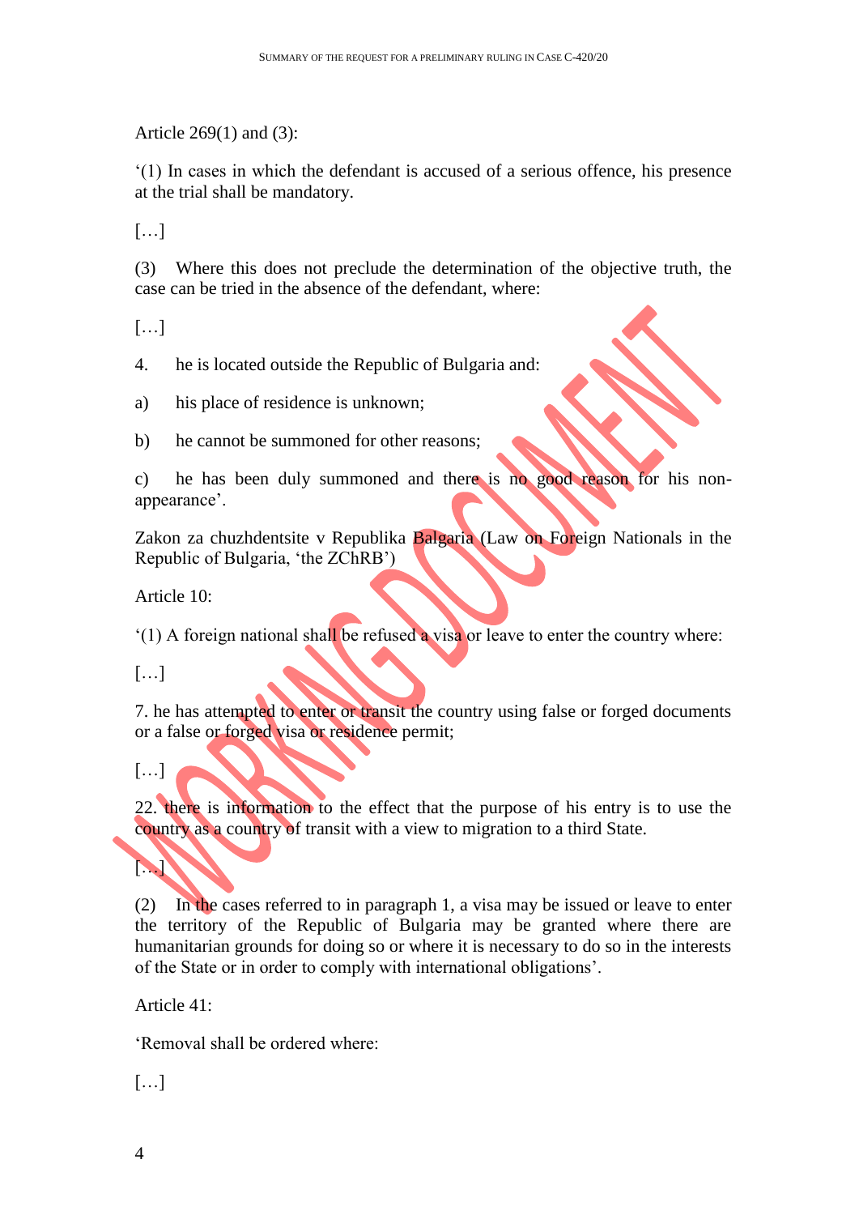Article 269(1) and (3):

‘(1) In cases in which the defendant is accused of a serious offence, his presence at the trial shall be mandatory.

[…]

(3) Where this does not preclude the determination of the objective truth, the case can be tried in the absence of the defendant, where:

[…]

4. he is located outside the Republic of Bulgaria and:

a) his place of residence is unknown;

b) he cannot be summoned for other reasons;

c) he has been duly summoned and there is no good reason for his non-appearance’.

Zakon za chuzhdentsite v Republika Balgaria (Law on Foreign Nationals in the Republic of Bulgaria, ‘the ZChRB’)

Article 10:

‘(1) A foreign national shall be refused a visa or leave to enter the country where:

[…]

7. he has attempted to enter or transit the country using false or forged documents or a false or forged visa or residence permit;

[…]

22. there is information to the effect that the purpose of his entry is to use the country as a country of transit with a view to migration to a third State.

[…]

(2) In the cases referred to in paragraph 1, a visa may be issued or leave to enter the territory of the Republic of Bulgaria may be granted where there are humanitarian grounds for doing so or where it is necessary to do so in the interests of the State or in order to comply with international obligations’.

Article 41:

‘Removal shall be ordered where:

[…]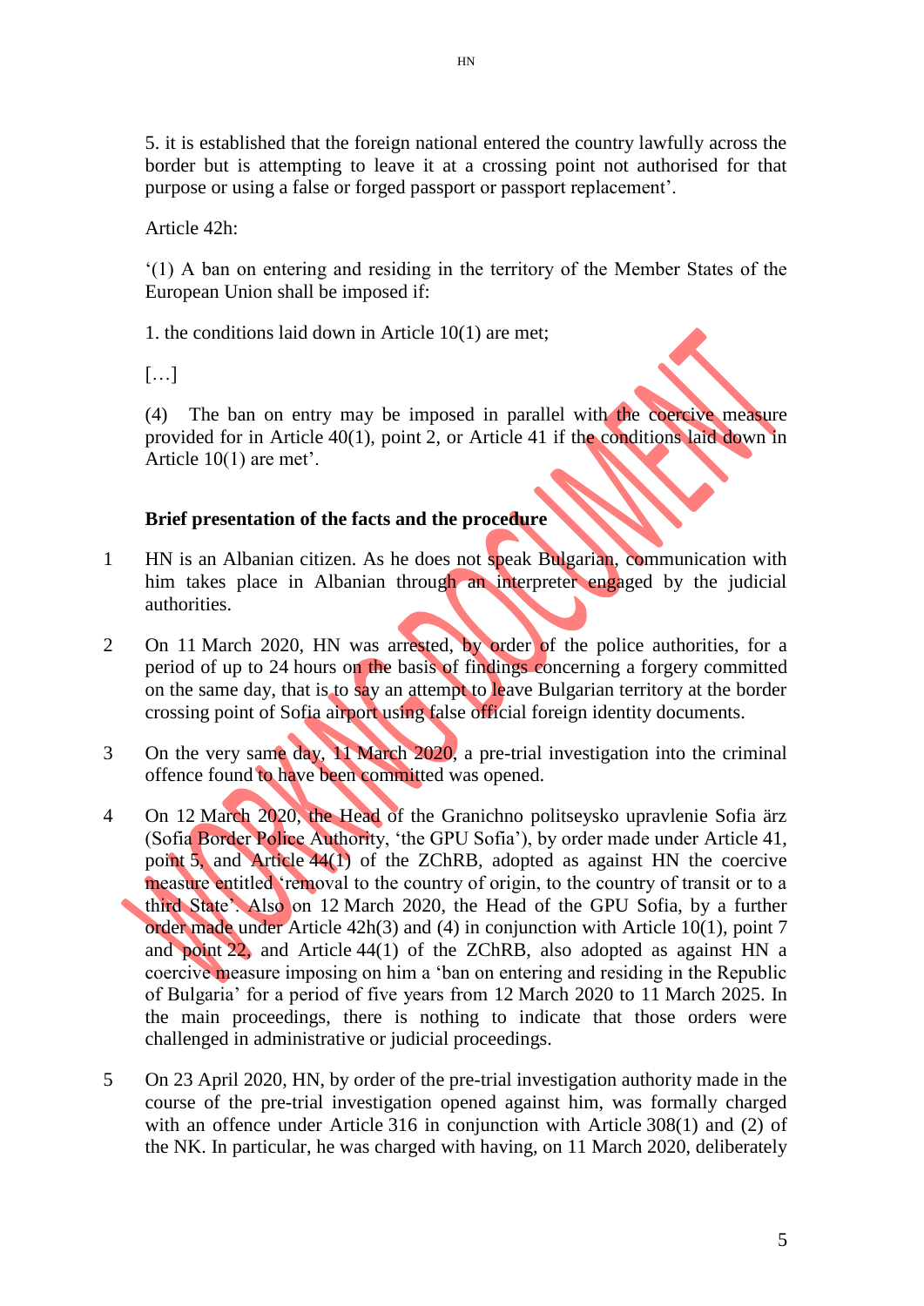5. it is established that the foreign national entered the country lawfully across the border but is attempting to leave it at a crossing point not authorised for that purpose or using a false or forged passport or passport replacement'.

Article 42h:

'(1) A ban on entering and residing in the territory of the Member States of the European Union shall be imposed if:

1. the conditions laid down in Article 10(1) are met;

[…]

(4) The ban on entry may be imposed in parallel with the coercive measure provided for in Article 40(1), point 2, or Article 41 if the conditions laid down in Article 10(1) are met'.

**Brief presentation of the facts and the procedure**

1 HN is an Albanian citizen. As he does not speak Bulgarian, communication with him takes place in Albanian through an interpreter engaged by the judicial authorities.

2 On 11 March 2020, HN was arrested, by order of the police authorities, for a period of up to 24 hours on the basis of findings concerning a forgery committed on the same day, that is to say an attempt to leave Bulgarian territory at the border crossing point of Sofia airport using false official foreign identity documents.

3 On the very same day, 11 March 2020, a pre-trial investigation into the criminal offence found to have been committed was opened.

4 On 12 March 2020, the Head of the Granichno politseysko upravlenie Sofia ärz (Sofia Border Police Authority, 'the GPU Sofia'), by order made under Article 41, point 5, and Article 44(1) of the ZChRB, adopted as against HN the coercive measure entitled 'removal to the country of origin, to the country of transit or to a third State'. Also on 12 March 2020, the Head of the GPU Sofia, by a further order made under Article 42h(3) and (4) in conjunction with Article 10(1), point 7 and point 22, and Article 44(1) of the ZChRB, also adopted as against HN a coercive measure imposing on him a 'ban on entering and residing in the Republic of Bulgaria' for a period of five years from 12 March 2020 to 11 March 2025. In the main proceedings, there is nothing to indicate that those orders were challenged in administrative or judicial proceedings.

5 On 23 April 2020, HN, by order of the pre-trial investigation authority made in the course of the pre-trial investigation opened against him, was formally charged with an offence under Article 316 in conjunction with Article 308(1) and (2) of the NK. In particular, he was charged with having, on 11 March 2020, deliberately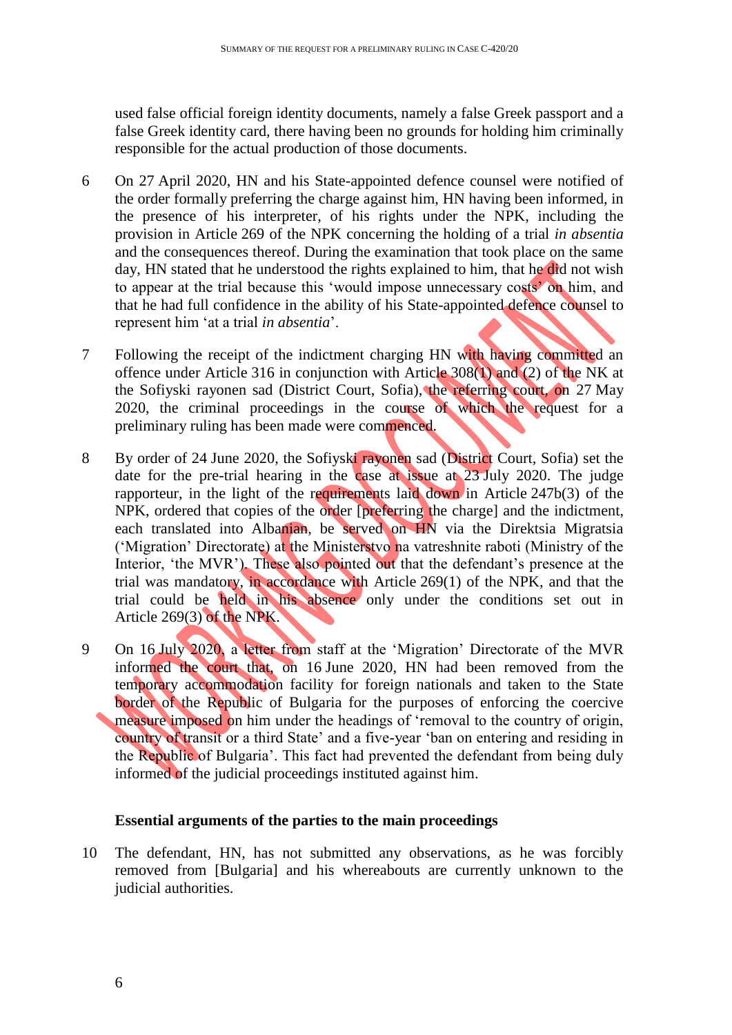used false official foreign identity documents, namely a false Greek passport and a false Greek identity card, there having been no grounds for holding him criminally responsible for the actual production of those documents.

6 On 27 April 2020, HN and his State-appointed defence counsel were notified of the order formally preferring the charge against him, HN having been informed, in the presence of his interpreter, of his rights under the NPK, including the provision in Article 269 of the NPK concerning the holding of a trial *in absentia* and the consequences thereof. During the examination that took place on the same day, HN stated that he understood the rights explained to him, that he did not wish to appear at the trial because this 'would impose unnecessary costs' on him, and that he had full confidence in the ability of his State-appointed defence counsel to represent him 'at a trial *in absentia*'.

7 Following the receipt of the indictment charging HN with having committed an offence under Article 316 in conjunction with Article 308(1) and (2) of the NK at the Sofiyski rayonen sad (District Court, Sofia), the referring court, on 27 May 2020, the criminal proceedings in the course of which the request for a preliminary ruling has been made were commenced.

8 By order of 24 June 2020, the Sofiyski rayonen sad (District Court, Sofia) set the date for the pre-trial hearing in the case at issue at 23 July 2020. The judge rapporteur, in the light of the requirements laid down in Article 247b(3) of the NPK, ordered that copies of the order [preferring the charge] and the indictment, each translated into Albanian, be served on HN via the Direktsia Migratsia ('Migration' Directorate) at the Ministerstvo na vatreshnite raboti (Ministry of the Interior, 'the MVR'). These also pointed out that the defendant's presence at the trial was mandatory, in accordance with Article 269(1) of the NPK, and that the trial could be held in his absence only under the conditions set out in Article 269(3) of the NPK.

9 On 16 July 2020, a letter from staff at the 'Migration' Directorate of the MVR informed the court that, on 16 June 2020, HN had been removed from the temporary accommodation facility for foreign nationals and taken to the State border of the Republic of Bulgaria for the purposes of enforcing the coercive measure imposed on him under the headings of 'removal to the country of origin, country of transit or a third State' and a five-year 'ban on entering and residing in the Republic of Bulgaria'. This fact had prevented the defendant from being duly informed of the judicial proceedings instituted against him.

### Essential arguments of the parties to the main proceedings

10 The defendant, HN, has not submitted any observations, as he was forcibly removed from [Bulgaria] and his whereabouts are currently unknown to the judicial authorities.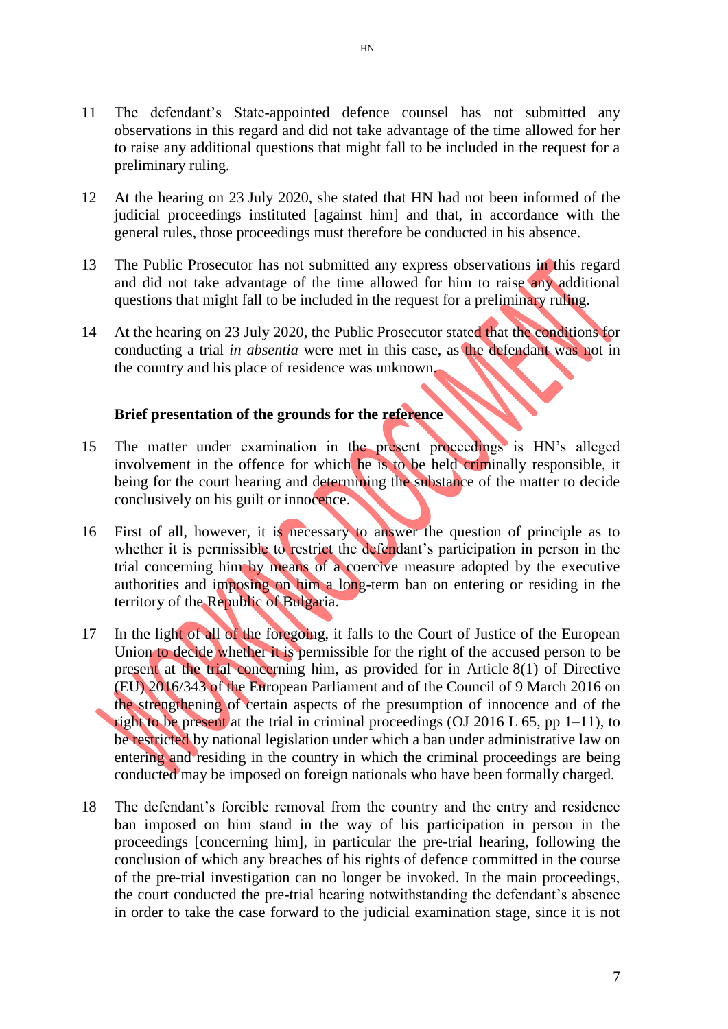11 The defendant's State-appointed defence counsel has not submitted any observations in this regard and did not take advantage of the time allowed for her to raise any additional questions that might fall to be included in the request for a preliminary ruling.

12 At the hearing on 23 July 2020, she stated that HN had not been informed of the judicial proceedings instituted [against him] and that, in accordance with the general rules, those proceedings must therefore be conducted in his absence.

13 The Public Prosecutor has not submitted any express observations in this regard and did not take advantage of the time allowed for him to raise any additional questions that might fall to be included in the request for a preliminary ruling.

14 At the hearing on 23 July 2020, the Public Prosecutor stated that the conditions for conducting a trial *in absentia* were met in this case, as the defendant was not in the country and his place of residence was unknown.

**Brief presentation of the grounds for the reference**

15 The matter under examination in the present proceedings is HN's alleged involvement in the offence for which he is to be held criminally responsible, it being for the court hearing and determining the substance of the matter to decide conclusively on his guilt or innocence.

16 First of all, however, it is necessary to answer the question of principle as to whether it is permissible to restrict the defendant's participation in person in the trial concerning him by means of a coercive measure adopted by the executive authorities and imposing on him a long-term ban on entering or residing in the territory of the Republic of Bulgaria.

17 In the light of all of the foregoing, it falls to the Court of Justice of the European Union to decide whether it is permissible for the right of the accused person to be present at the trial concerning him, as provided for in Article 8(1) of Directive (EU) 2016/343 of the European Parliament and of the Council of 9 March 2016 on the strengthening of certain aspects of the presumption of innocence and of the right to be present at the trial in criminal proceedings (OJ 2016 L 65, pp 1–11), to be restricted by national legislation under which a ban under administrative law on entering and residing in the country in which the criminal proceedings are being conducted may be imposed on foreign nationals who have been formally charged.

18 The defendant's forcible removal from the country and the entry and residence ban imposed on him stand in the way of his participation in person in the proceedings [concerning him], in particular the pre-trial hearing, following the conclusion of which any breaches of his rights of defence committed in the course of the pre-trial investigation can no longer be invoked. In the main proceedings, the court conducted the pre-trial hearing notwithstanding the defendant's absence in order to take the case forward to the judicial examination stage, since it is not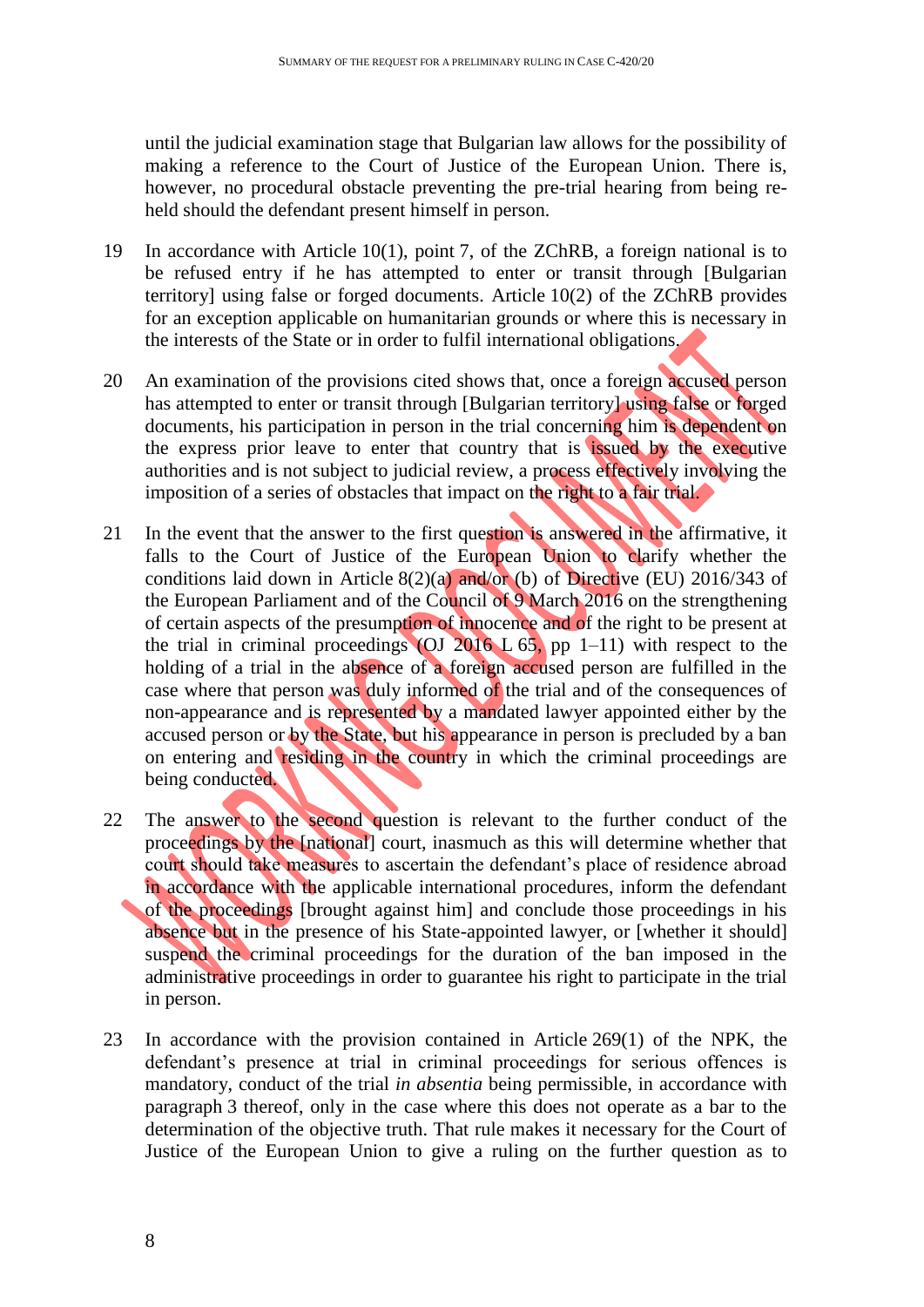until the judicial examination stage that Bulgarian law allows for the possibility of making a reference to the Court of Justice of the European Union. There is, however, no procedural obstacle preventing the pre-trial hearing from being re-held should the defendant present himself in person.

19 In accordance with Article 10(1), point 7, of the ZChRB, a foreign national is to be refused entry if he has attempted to enter or transit through [Bulgarian territory] using false or forged documents. Article 10(2) of the ZChRB provides for an exception applicable on humanitarian grounds or where this is necessary in the interests of the State or in order to fulfil international obligations.

20 An examination of the provisions cited shows that, once a foreign accused person has attempted to enter or transit through [Bulgarian territory] using false or forged documents, his participation in person in the trial concerning him is dependent on the express prior leave to enter that country that is issued by the executive authorities and is not subject to judicial review, a process effectively involving the imposition of a series of obstacles that impact on the right to a fair trial.

21 In the event that the answer to the first question is answered in the affirmative, it falls to the Court of Justice of the European Union to clarify whether the conditions laid down in Article 8(2)(a) and/or (b) of Directive (EU) 2016/343 of the European Parliament and of the Council of 9 March 2016 on the strengthening of certain aspects of the presumption of innocence and of the right to be present at the trial in criminal proceedings (OJ 2016 L 65, pp 1–11) with respect to the holding of a trial in the absence of a foreign accused person are fulfilled in the case where that person was duly informed of the trial and of the consequences of non-appearance and is represented by a mandated lawyer appointed either by the accused person or by the State, but his appearance in person is precluded by a ban on entering and residing in the country in which the criminal proceedings are being conducted.

22 The answer to the second question is relevant to the further conduct of the proceedings by the [national] court, inasmuch as this will determine whether that court should take measures to ascertain the defendant's place of residence abroad in accordance with the applicable international procedures, inform the defendant of the proceedings [brought against him] and conclude those proceedings in his absence but in the presence of his State-appointed lawyer, or [whether it should] suspend the criminal proceedings for the duration of the ban imposed in the administrative proceedings in order to guarantee his right to participate in the trial in person.

23 In accordance with the provision contained in Article 269(1) of the NPK, the defendant's presence at trial in criminal proceedings for serious offences is mandatory, conduct of the trial *in absentia* being permissible, in accordance with paragraph 3 thereof, only in the case where this does not operate as a bar to the determination of the objective truth. That rule makes it necessary for the Court of Justice of the European Union to give a ruling on the further question as to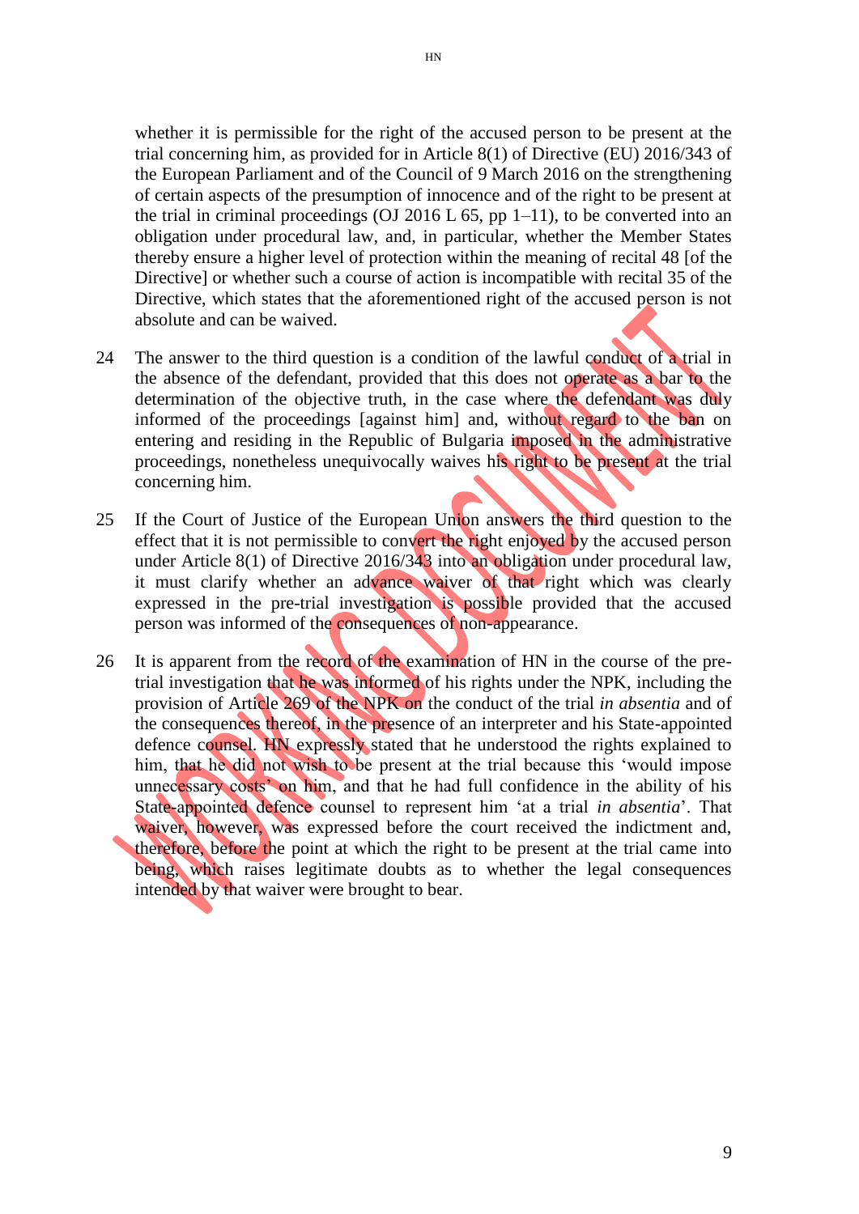whether it is permissible for the right of the accused person to be present at the trial concerning him, as provided for in Article 8(1) of Directive (EU) 2016/343 of the European Parliament and of the Council of 9 March 2016 on the strengthening of certain aspects of the presumption of innocence and of the right to be present at the trial in criminal proceedings (OJ 2016 L 65, pp 1–11), to be converted into an obligation under procedural law, and, in particular, whether the Member States thereby ensure a higher level of protection within the meaning of recital 48 [of the Directive] or whether such a course of action is incompatible with recital 35 of the Directive, which states that the aforementioned right of the accused person is not absolute and can be waived.

24 The answer to the third question is a condition of the lawful conduct of a trial in the absence of the defendant, provided that this does not operate as a bar to the determination of the objective truth, in the case where the defendant was duly informed of the proceedings [against him] and, without regard to the ban on entering and residing in the Republic of Bulgaria imposed in the administrative proceedings, nonetheless unequivocally waives his right to be present at the trial concerning him.

25 If the Court of Justice of the European Union answers the third question to the effect that it is not permissible to convert the right enjoyed by the accused person under Article 8(1) of Directive 2016/343 into an obligation under procedural law, it must clarify whether an advance waiver of that right which was clearly expressed in the pre-trial investigation is possible provided that the accused person was informed of the consequences of non-appearance.

26 It is apparent from the record of the examination of HN in the course of the pre-trial investigation that he was informed of his rights under the NPK, including the provision of Article 269 of the NPK on the conduct of the trial *in absentia* and of the consequences thereof, in the presence of an interpreter and his State-appointed defence counsel. HN expressly stated that he understood the rights explained to him, that he did not wish to be present at the trial because this 'would impose unnecessary costs' on him, and that he had full confidence in the ability of his State-appointed defence counsel to represent him 'at a trial *in absentia*'. That waiver, however, was expressed before the court received the indictment and, therefore, before the point at which the right to be present at the trial came into being, which raises legitimate doubts as to whether the legal consequences intended by that waiver were brought to bear.